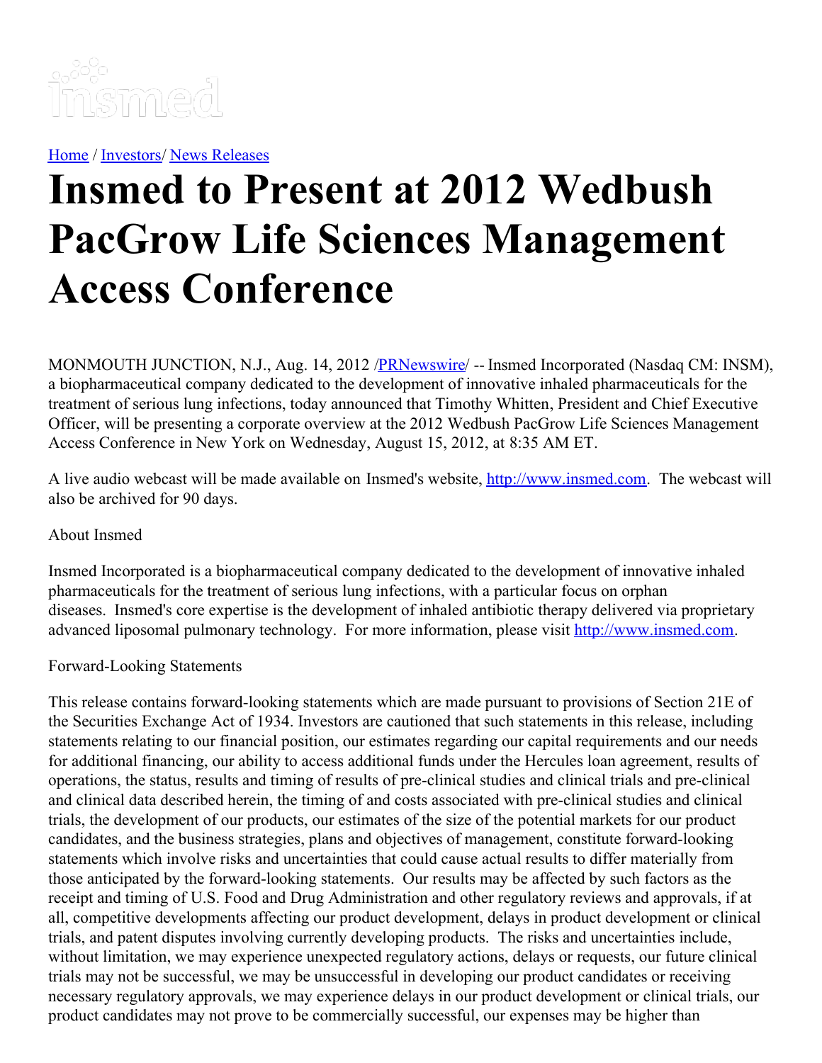Home / Investors/ News Releases

# Insmed to Present at 2012 Wedbush PacGrow Life Sciences Management Access Conference

MONMOUTH JUNCTION, N.J., Aug. 14, 2012 /PRNewswire/ -- Insmed Incorporated (Nasdaq CM: INSM), a biopharmaceutical company dedicated to the development of innovative inhaled pharmaceuticals for the treatment of serious lung infections, today announced that Timothy Whitten, President and Chief Executive Officer, will be presenting a corporate overview at the 2012 Wedbush PacGrow Life Sciences Management Access Conference in New York on Wednesday, August 15, 2012, at 8:35 AM ET.

A live audio webcast will be made available on Insmed's website, http://www.insmed.com. The webcast will also be archived for 90 days.

About Insmed

Insmed Incorporated is a biopharmaceutical company dedicated to the development of innovative inhaled pharmaceuticals for the treatment of serious lung infections, with a particular focus on orphan diseases. Insmed's core expertise is the development of inhaled antibiotic therapy delivered via proprietary advanced liposomal pulmonary technology. For more information, please visit http://www.insmed.com.

Forward-Looking Statements

This release contains forward-looking statements which are made pursuant to provisions of Section 21E of the Securities Exchange Act of 1934. Investors are cautioned that such statements in this release, including statements relating to our financial position, our estimates regarding our capital requirements and our needs for additional financing, our ability to access additional funds under the Hercules loan agreement, results of operations, the status, results and timing of results of pre-clinical studies and clinical trials and pre-clinical and clinical data described herein, the timing of and costs associated with pre-clinical studies and clinical trials, the development of our products, our estimates of the size of the potential markets for our product candidates, and the business strategies, plans and objectives of management, constitute forward-looking statements which involve risks and uncertainties that could cause actual results to differ materially from those anticipated by the forward-looking statements. Our results may be affected by such factors as the receipt and timing of U.S. Food and Drug Administration and other regulatory reviews and approvals, if at all, competitive developments affecting our product development, delays in product development or clinical trials, and patent disputes involving currently developing products. The risks and uncertainties include, without limitation, we may experience unexpected regulatory actions, delays or requests, our future clinical trials may not be successful, we may be unsuccessful in developing our product candidates or receiving necessary regulatory approvals, we may experience delays in our product development or clinical trials, our product candidates may not prove to be commercially successful, our expenses may be higher than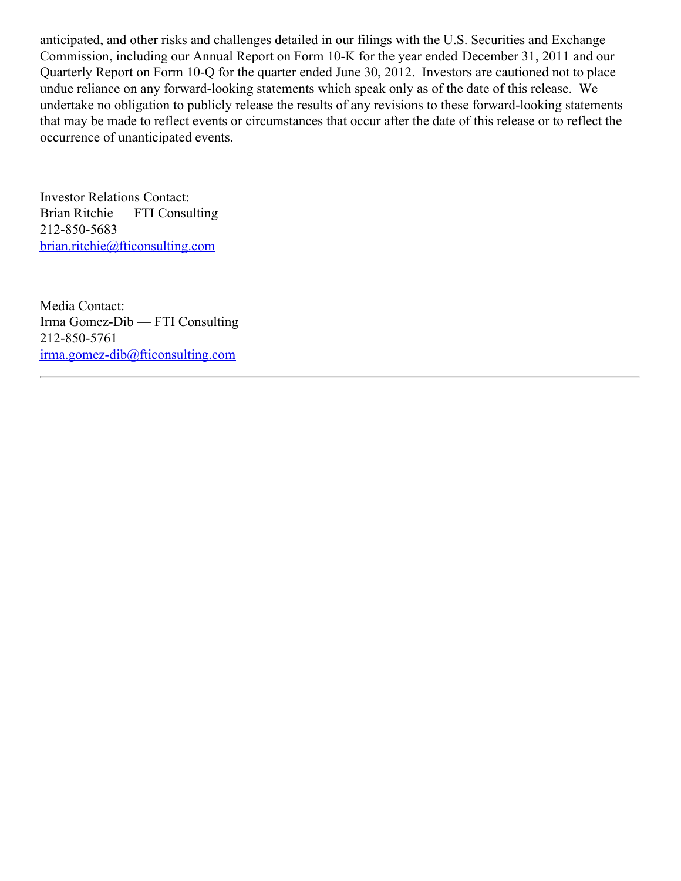anticipated, and other risks and challenges detailed in our filings with the U.S. Securities and Exchange Commission, including our Annual Report on Form 10-K for the year ended December 31, 2011 and our Quarterly Report on Form 10-Q for the quarter ended June 30, 2012. Investors are cautioned not to place undue reliance on any forward-looking statements which speak only as of the date of this release. We undertake no obligation to publicly release the results of any revisions to these forward-looking statements that may be made to reflect events or circumstances that occur after the date of this release or to reflect the occurrence of unanticipated events.

Investor Relations Contact:
Brian Ritchie — FTI Consulting
212-850-5683
brian.ritchie@fticonsulting.com

Media Contact:
Irma Gomez-Dib — FTI Consulting
212-850-5761
irma.gomez-dib@fticonsulting.com

---